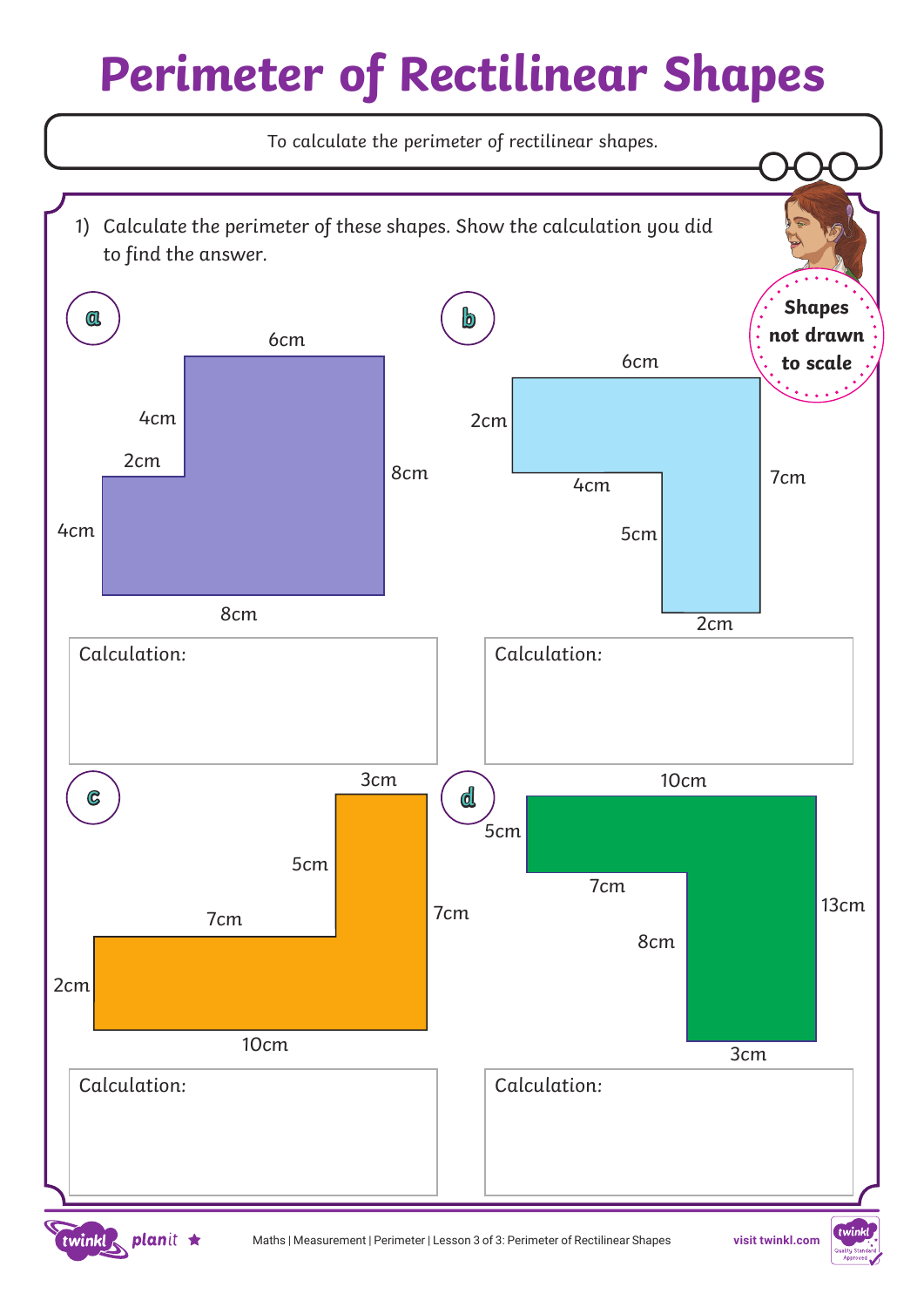# Perimeter of Rectilinear Shapes

To calculate the perimeter of rectilinear shapes.

1) Calculate the perimeter of these shapes. Show the calculation you did to find the answer.

**Shapes not drawn to scale**

**a**

6cm, 4cm, 2cm, 8cm, 4cm, 8cm

Calculation:

**b**

6cm, 2cm, 7cm, 4cm, 5cm, 2cm

Calculation:

**c**

3cm, 5cm, 7cm, 7cm, 2cm, 10cm

Calculation:

**d**

10cm, 5cm, 7cm, 13cm, 8cm, 3cm

Calculation: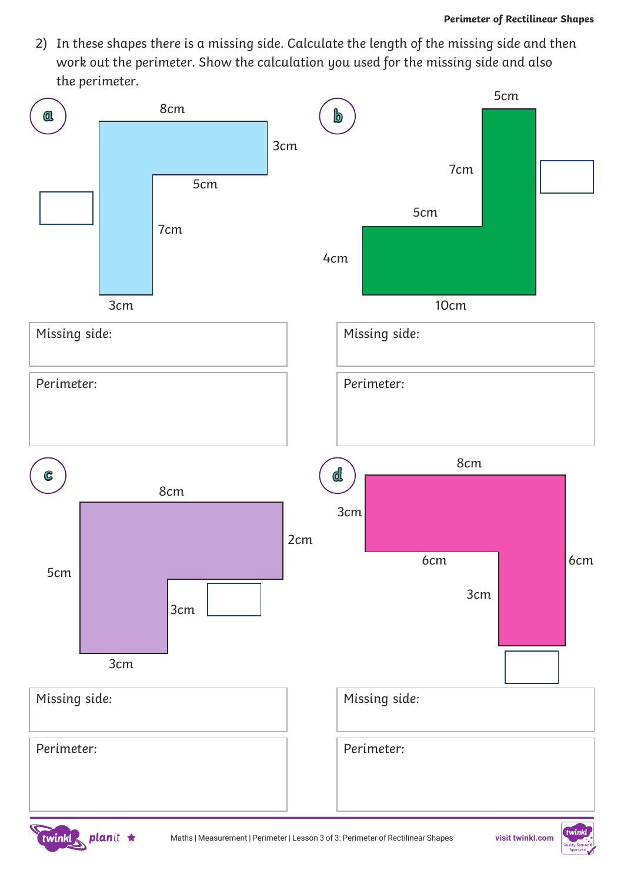2) In these shapes there is a missing side. Calculate the length of the missing side and then work out the perimeter. Show the calculation you used for the missing side and also the perimeter.

**a**

8cm

3cm

5cm

7cm

3cm

Missing side:

Perimeter:

**b**

5cm

7cm

5cm

4cm

10cm

Missing side:

Perimeter:

**c**

8cm

2cm

5cm

3cm

3cm

Missing side:

Perimeter:

**d**

8cm

3cm

6cm

6cm

3cm

Missing side:

Perimeter: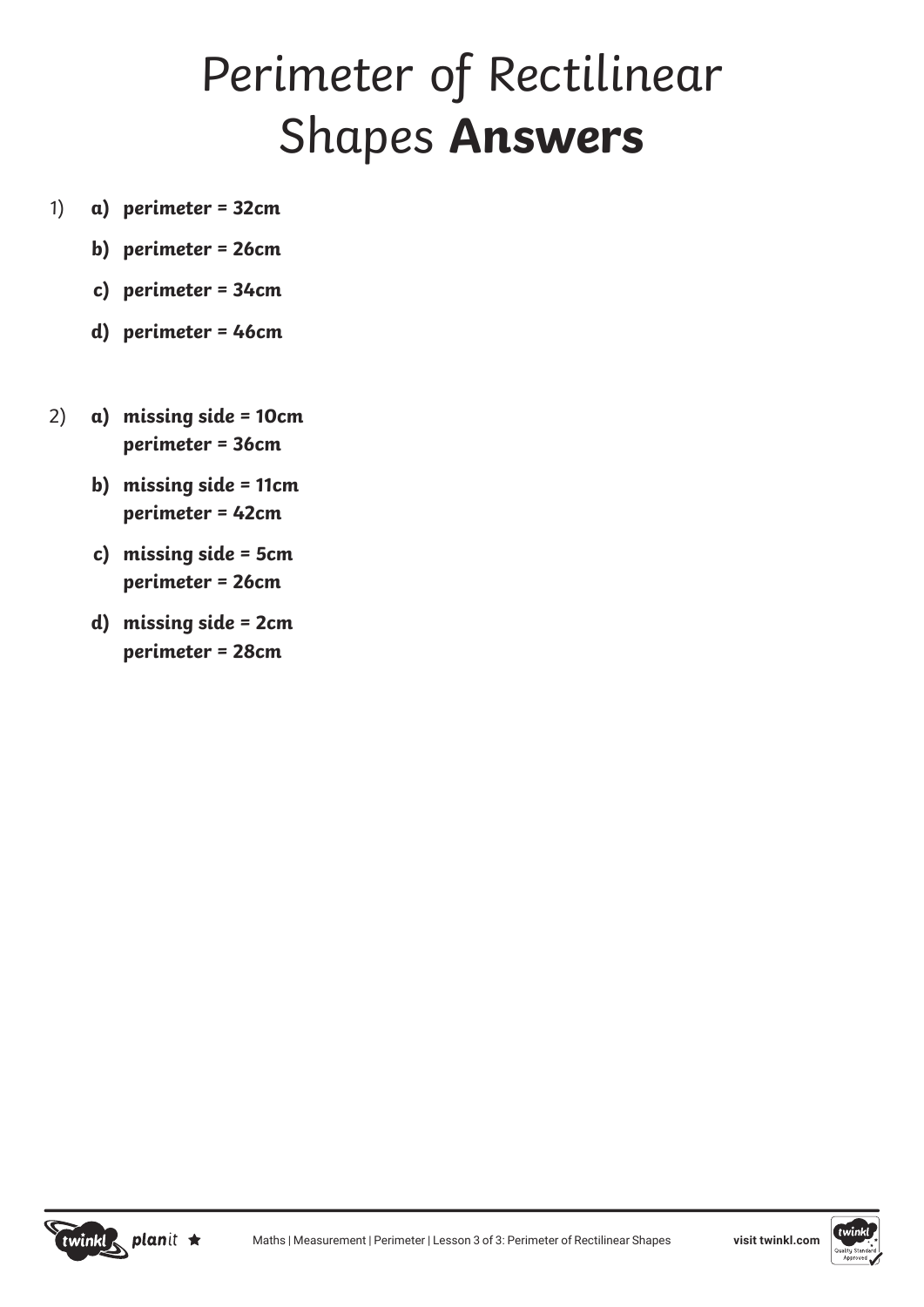# Perimeter of Rectilinear Shapes **Answers**

1) **a) perimeter = 32cm**

   **b) perimeter = 26cm**

   **c) perimeter = 34cm**

   **d) perimeter = 46cm**

2) **a) missing side = 10cm**
   **perimeter = 36cm**

   **b) missing side = 11cm**
   **perimeter = 42cm**

   **c) missing side = 5cm**
   **perimeter = 26cm**

   **d) missing side = 2cm**
   **perimeter = 28cm**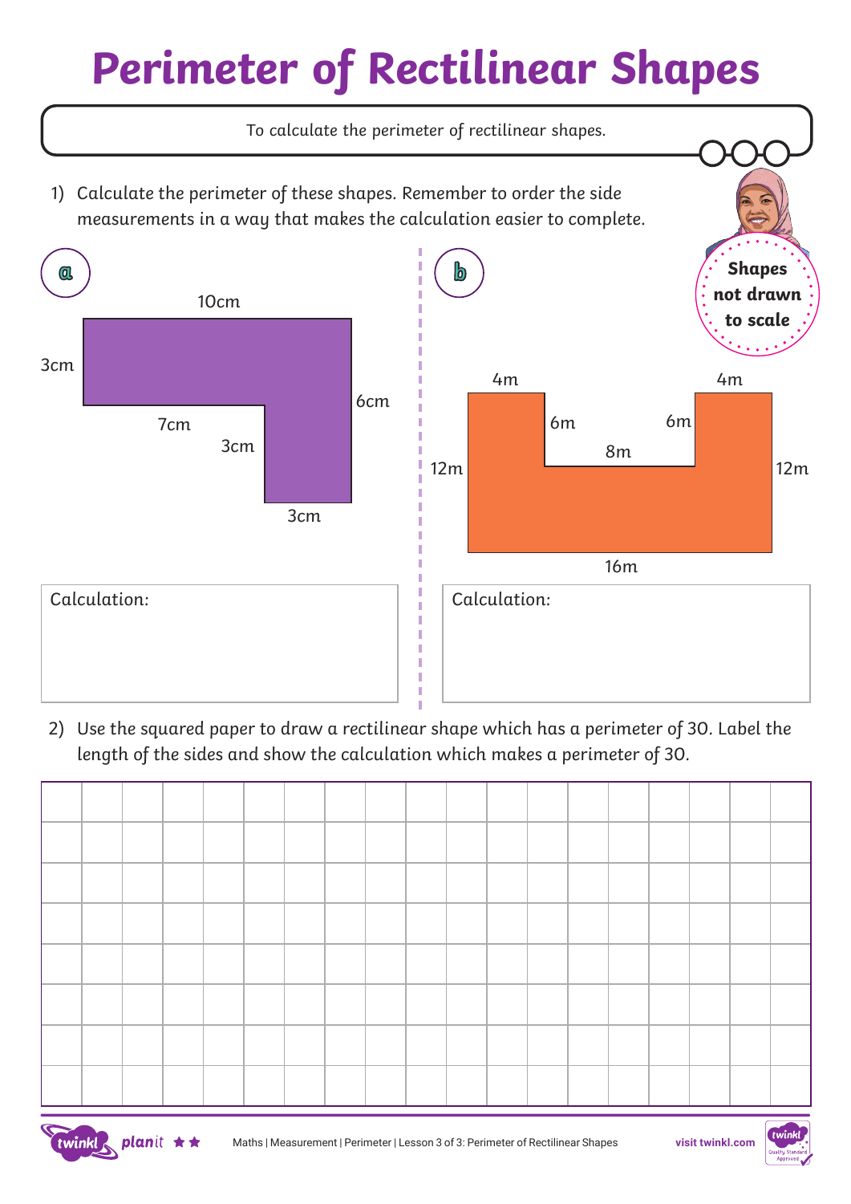# Perimeter of Rectilinear Shapes

To calculate the perimeter of rectilinear shapes.

1) Calculate the perimeter of these shapes. Remember to order the side measurements in a way that makes the calculation easier to complete.

**Shapes not drawn to scale**

**a**

10cm

3cm

6cm

7cm

3cm

3cm

Calculation:

**b**

4m

4m

6m

6m

8m

12m

12m

16m

Calculation:

2) Use the squared paper to draw a rectilinear shape which has a perimeter of 30. Label the length of the sides and show the calculation which makes a perimeter of 30.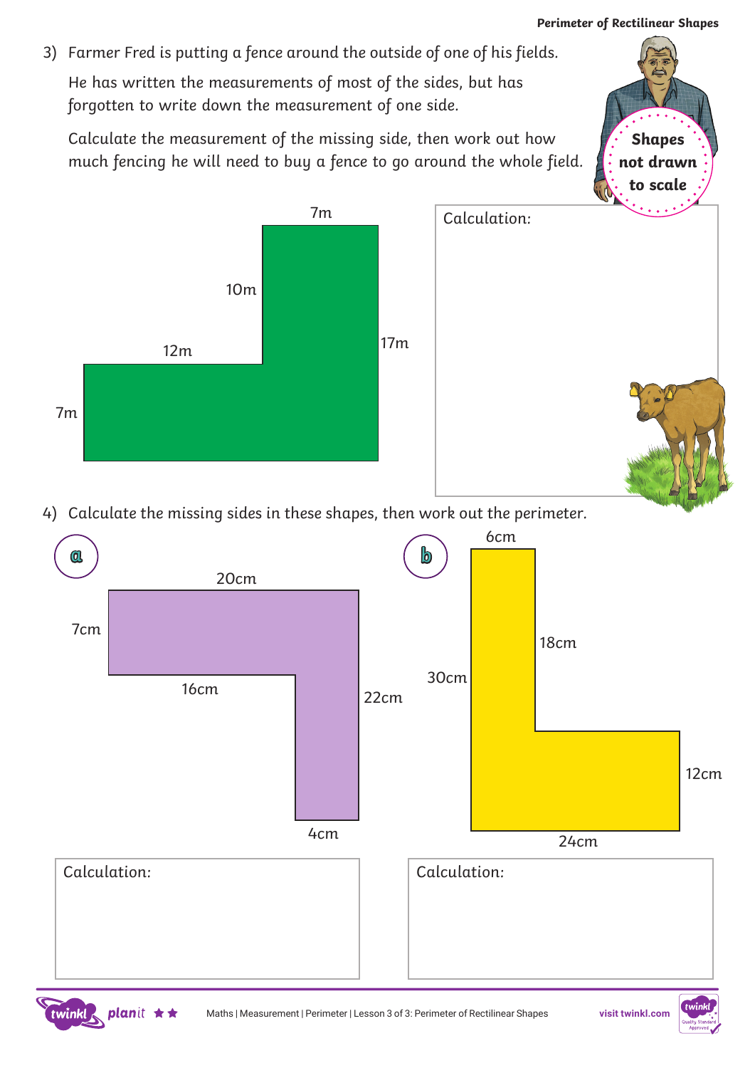3) Farmer Fred is putting a fence around the outside of one of his fields.

He has written the measurements of most of the sides, but has forgotten to write down the measurement of one side.

Calculate the measurement of the missing side, then work out how much fencing he will need to buy a fence to go around the whole field.

**Shapes not drawn to scale**

7m

10m

12m

17m

7m

Calculation:

4) Calculate the missing sides in these shapes, then work out the perimeter.

**a**

20cm

7cm

16cm

22cm

4cm

**b**

6cm

18cm

30cm

12cm

24cm

Calculation:

Calculation: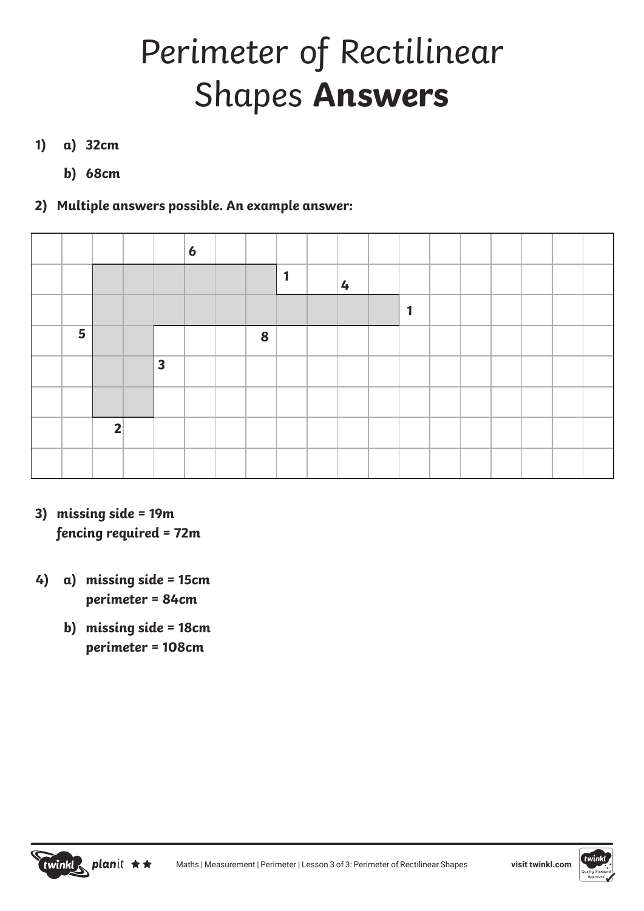# Perimeter of Rectilinear Shapes **Answers**

1) a) **32cm**

   b) **68cm**

2) **Multiple answers possible. An example answer:**

6

1 4

1

5 8

3

2

3) ***missing side = 19m***
   ***fencing required = 72m***

4) a) ***missing side = 15cm***
   ***perimeter = 84cm***

   b) ***missing side = 18cm***
   ***perimeter = 108cm***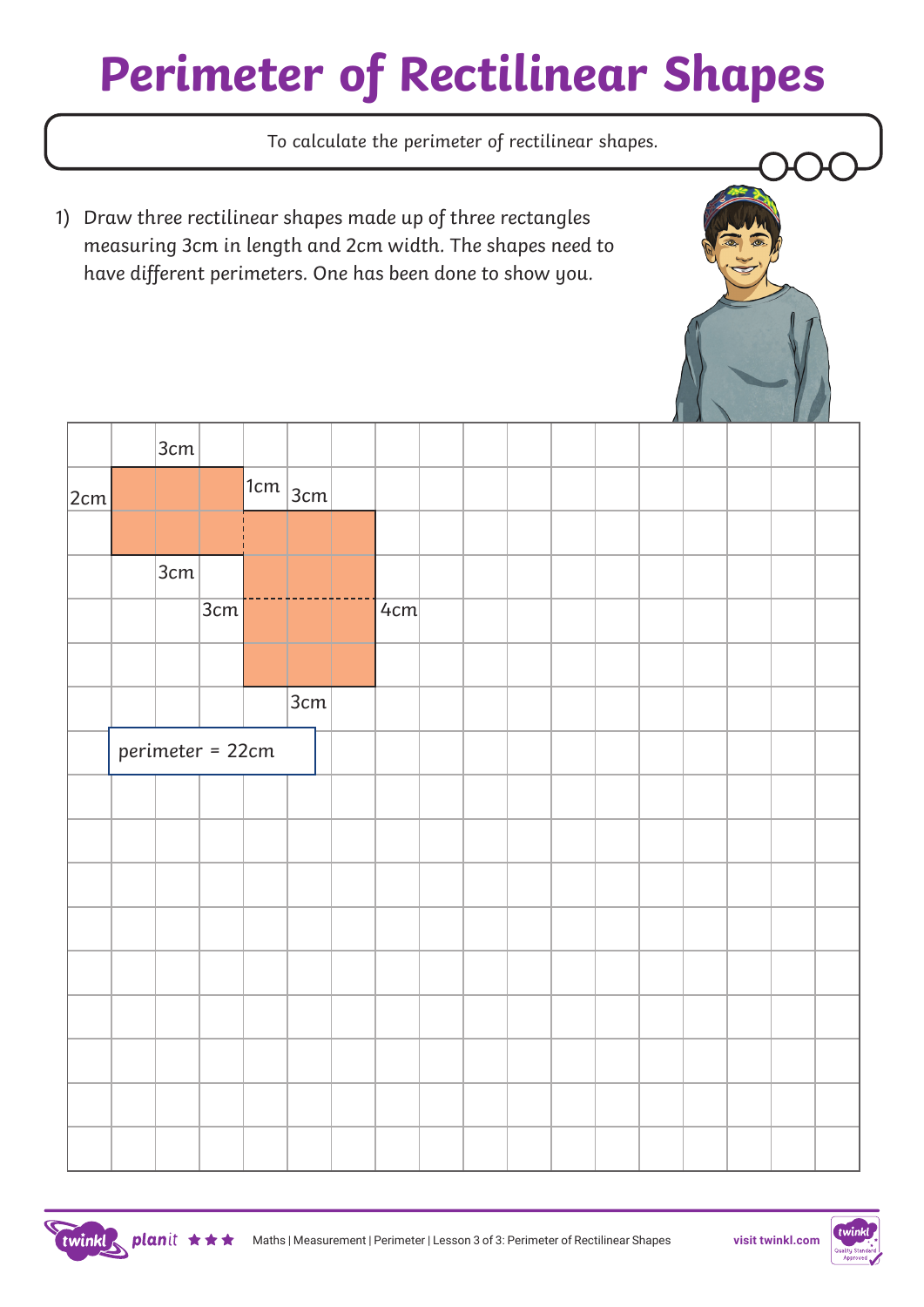# Perimeter of Rectilinear Shapes

To calculate the perimeter of rectilinear shapes.

1) Draw three rectilinear shapes made up of three rectangles measuring 3cm in length and 2cm width. The shapes need to have different perimeters. One has been done to show you.

3cm

2cm

1cm

3cm

3cm

3cm

4cm

3cm

perimeter = 22cm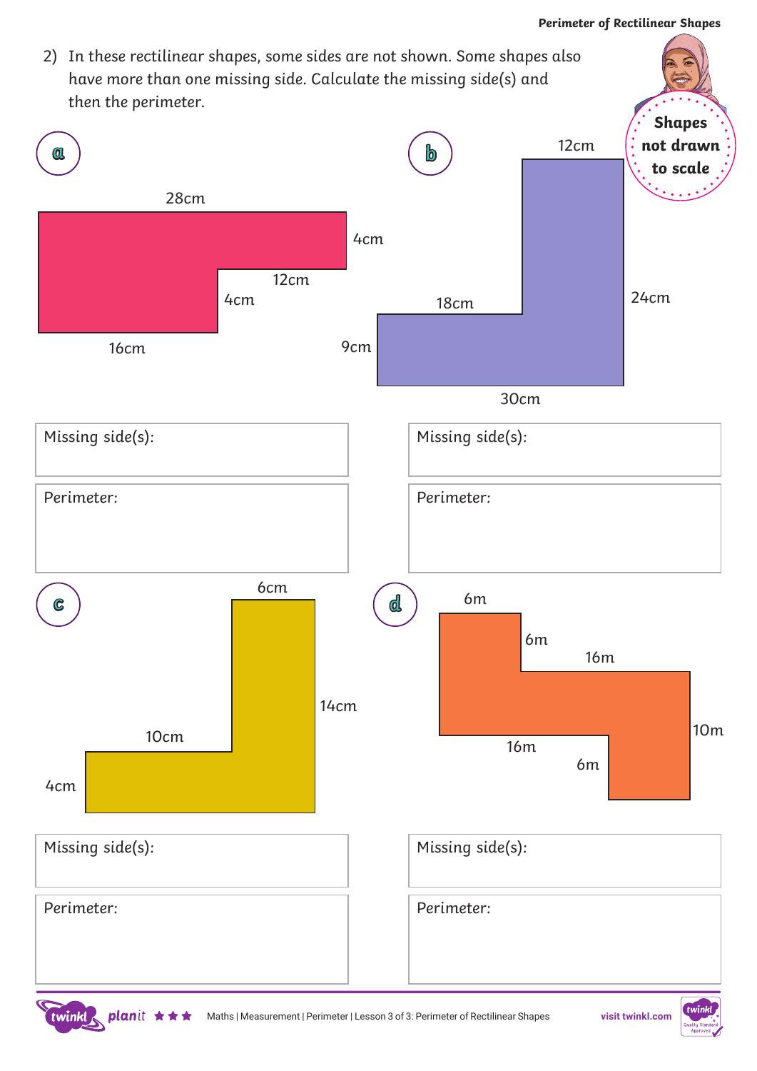2) In these rectilinear shapes, some sides are not shown. Some shapes also have more than one missing side. Calculate the missing side(s) and then the perimeter.

**Shapes not drawn to scale**

**a**

28cm

4cm

12cm

4cm

16cm

Missing side(s):

Perimeter:

**b**

12cm

24cm

18cm

9cm

30cm

Missing side(s):

Perimeter:

**c**

6cm

14cm

10cm

4cm

Missing side(s):

Perimeter:

**d**

6m

6m

16m

10m

16m

6m

Missing side(s):

Perimeter: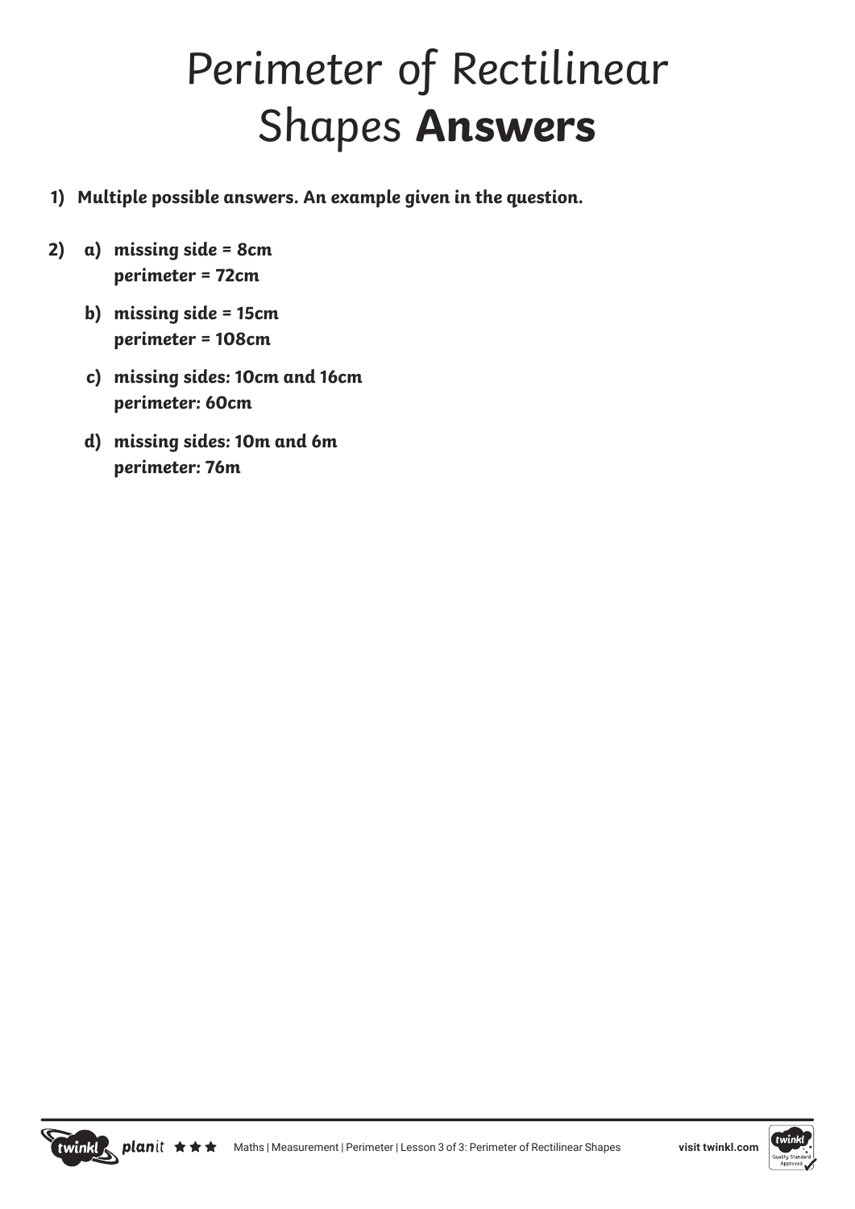# Perimeter of Rectilinear Shapes **Answers**

1) ***Multiple possible answers. An example given in the question.***

2) **a)** ***missing side = 8cm***
***perimeter = 72cm***

   **b)** ***missing side = 15cm***
***perimeter = 108cm***

   **c)** ***missing sides: 10cm and 16cm***
***perimeter: 60cm***

   **d)** ***missing sides: 10m and 6m***
***perimeter: 76m***